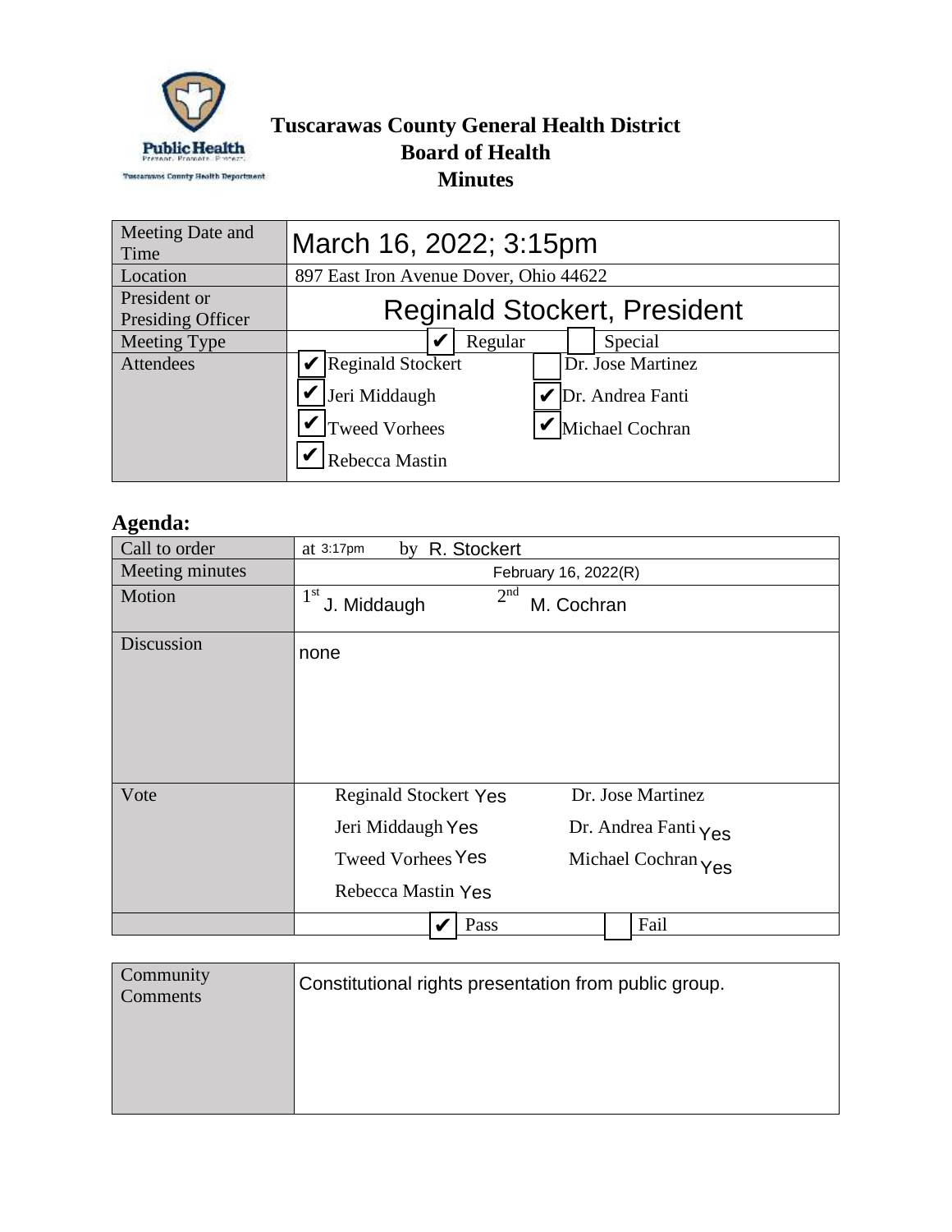# Tuscarawas County General Health District
## Board of Health
## Minutes

| | |
|---|---|
| Meeting Date and Time | March 16, 2022; 3:15pm |
| Location | 897 East Iron Avenue Dover, Ohio 44622 |
| President or Presiding Officer | Reginald Stockert, President |
| Meeting Type | ☑ Regular ☐ Special |
| Attendees | ☑ Reginald Stockert ☐ Dr. Jose Martinez<br>☑ Jeri Middaugh ☑ Dr. Andrea Fanti<br>☑ Tweed Vorhees ☑ Michael Cochran<br>☑ Rebecca Mastin |

## Agenda:

| | |
|---|---|
| Call to order | at 3:17pm by R. Stockert |
| Meeting minutes | February 16, 2022(R) |
| Motion | 1st J. Middaugh 2nd M. Cochran |
| Discussion | none |
| Vote | Reginald Stockert Yes<br>Jeri Middaugh Yes<br>Tweed Vorhees Yes<br>Rebecca Mastin Yes<br>Dr. Jose Martinez<br>Dr. Andrea Fanti Yes<br>Michael Cochran Yes |
| | ☑ Pass ☐ Fail |

| | |
|---|---|
| Community Comments | Constitutional rights presentation from public group. |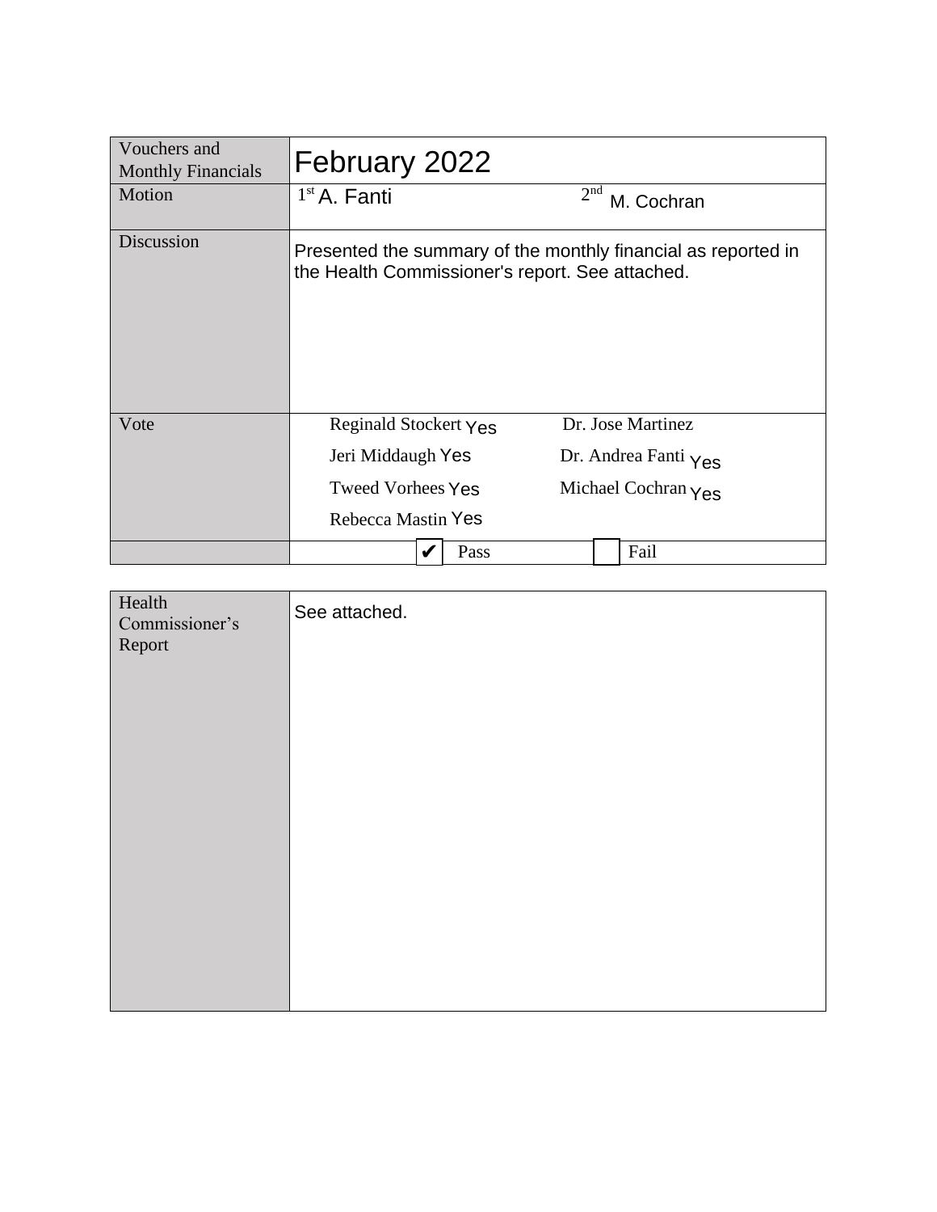| Vouchers and Monthly Financials | February 2022 | |
|---|---|---|
| Motion | 1st A. Fanti | 2nd M. Cochran |
| Discussion | Presented the summary of the monthly financial as reported in the Health Commissioner's report. See attached. | |
| Vote | Reginald Stockert Yes | Dr. Jose Martinez |
| | Jeri Middaugh Yes | Dr. Andrea Fanti Yes |
| | Tweed Vorhees Yes | Michael Cochran Yes |
| | Rebecca Mastin Yes | |
| | ✔ Pass | ☐ Fail |

| Health Commissioner's Report | See attached. |
|---|---|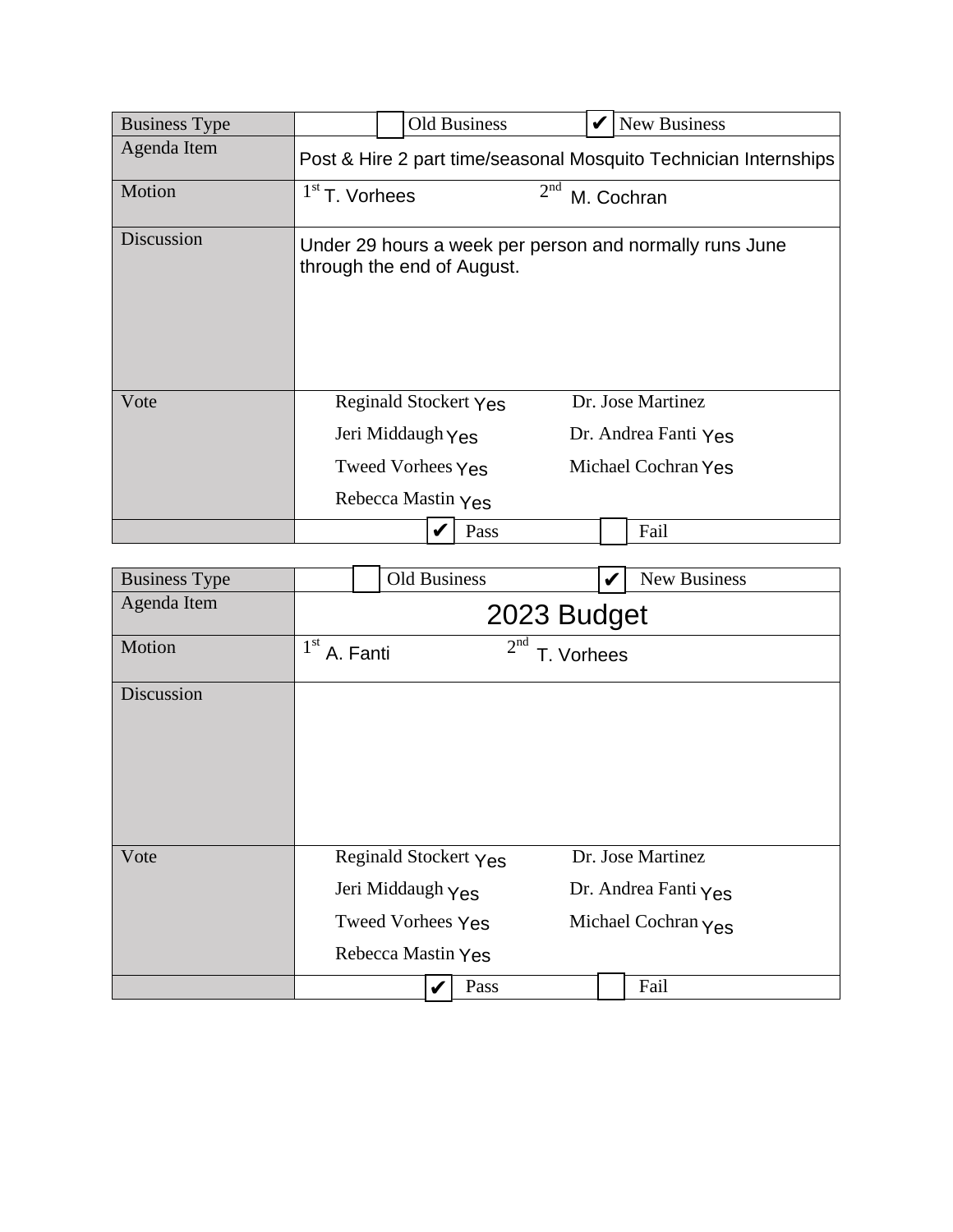| Business Type | ☐ Old Business ☑ New Business |
|---|---|
| Agenda Item | Post & Hire 2 part time/seasonal Mosquito Technician Internships |
| Motion | 1st T. Vorhees 2nd M. Cochran |
| Discussion | Under 29 hours a week per person and normally runs June through the end of August. |
| Vote | Reginald Stockert Yes<br>Jeri Middaugh Yes<br>Tweed Vorhees Yes<br>Rebecca Mastin Yes<br>Dr. Jose Martinez<br>Dr. Andrea Fanti Yes<br>Michael Cochran Yes |
| | ☑ Pass ☐ Fail |

| Business Type | ☐ Old Business ☑ New Business |
|---|---|
| Agenda Item | 2023 Budget |
| Motion | 1st A. Fanti 2nd T. Vorhees |
| Discussion | |
| Vote | Reginald Stockert Yes<br>Jeri Middaugh Yes<br>Tweed Vorhees Yes<br>Rebecca Mastin Yes<br>Dr. Jose Martinez<br>Dr. Andrea Fanti Yes<br>Michael Cochran Yes |
| | ☑ Pass ☐ Fail |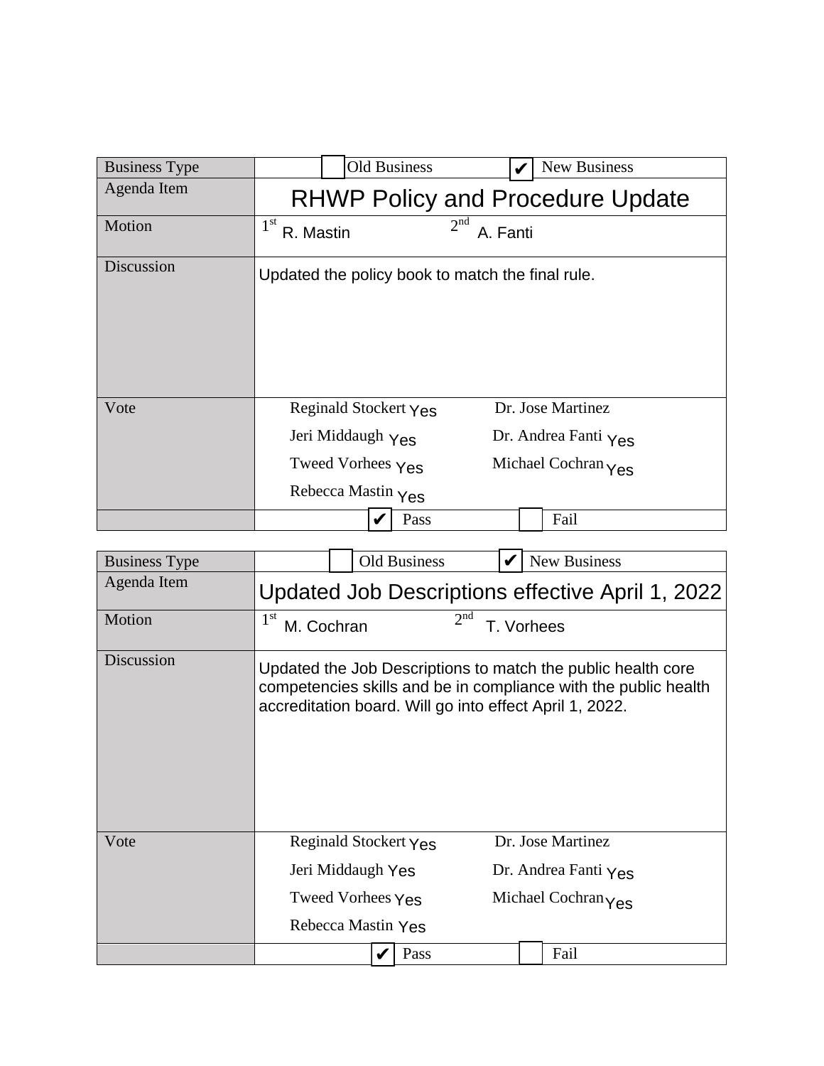| Business Type | ☐ Old Business ☑ New Business |
|---|---|
| Agenda Item | RHWP Policy and Procedure Update |
| Motion | 1st R. Mastin 2nd A. Fanti |
| Discussion | Updated the policy book to match the final rule. |
| Vote | Reginald Stockert Yes<br>Jeri Middaugh Yes<br>Tweed Vorhees Yes<br>Rebecca Mastin Yes<br>Dr. Jose Martinez<br>Dr. Andrea Fanti Yes<br>Michael Cochran Yes |
| | ☑ Pass ☐ Fail |

| Business Type | ☐ Old Business ☑ New Business |
|---|---|
| Agenda Item | Updated Job Descriptions effective April 1, 2022 |
| Motion | 1st M. Cochran 2nd T. Vorhees |
| Discussion | Updated the Job Descriptions to match the public health core competencies skills and be in compliance with the public health accreditation board. Will go into effect April 1, 2022. |
| Vote | Reginald Stockert Yes<br>Jeri Middaugh Yes<br>Tweed Vorhees Yes<br>Rebecca Mastin Yes<br>Dr. Jose Martinez<br>Dr. Andrea Fanti Yes<br>Michael Cochran Yes |
| | ☑ Pass ☐ Fail |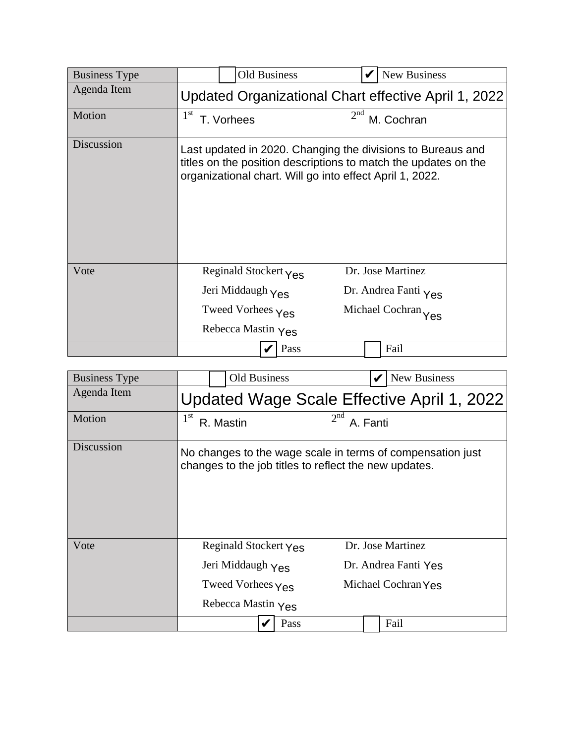| Business Type | ☐ Old Business ☑ New Business |
|---|---|
| Agenda Item | Updated Organizational Chart effective April 1, 2022 |
| Motion | 1st T. Vorhees 2nd M. Cochran |
| Discussion | Last updated in 2020. Changing the divisions to Bureaus and titles on the position descriptions to match the updates on the organizational chart. Will go into effect April 1, 2022. |
| Vote | Reginald Stockert Yes<br>Jeri Middaugh Yes<br>Tweed Vorhees Yes<br>Rebecca Mastin Yes<br>Dr. Jose Martinez<br>Dr. Andrea Fanti Yes<br>Michael Cochran Yes |
| | ☑ Pass ☐ Fail |

| Business Type | ☐ Old Business ☑ New Business |
|---|---|
| Agenda Item | Updated Wage Scale Effective April 1, 2022 |
| Motion | 1st R. Mastin 2nd A. Fanti |
| Discussion | No changes to the wage scale in terms of compensation just changes to the job titles to reflect the new updates. |
| Vote | Reginald Stockert Yes<br>Jeri Middaugh Yes<br>Tweed Vorhees Yes<br>Rebecca Mastin Yes<br>Dr. Jose Martinez<br>Dr. Andrea Fanti Yes<br>Michael Cochran Yes |
| | ☑ Pass ☐ Fail |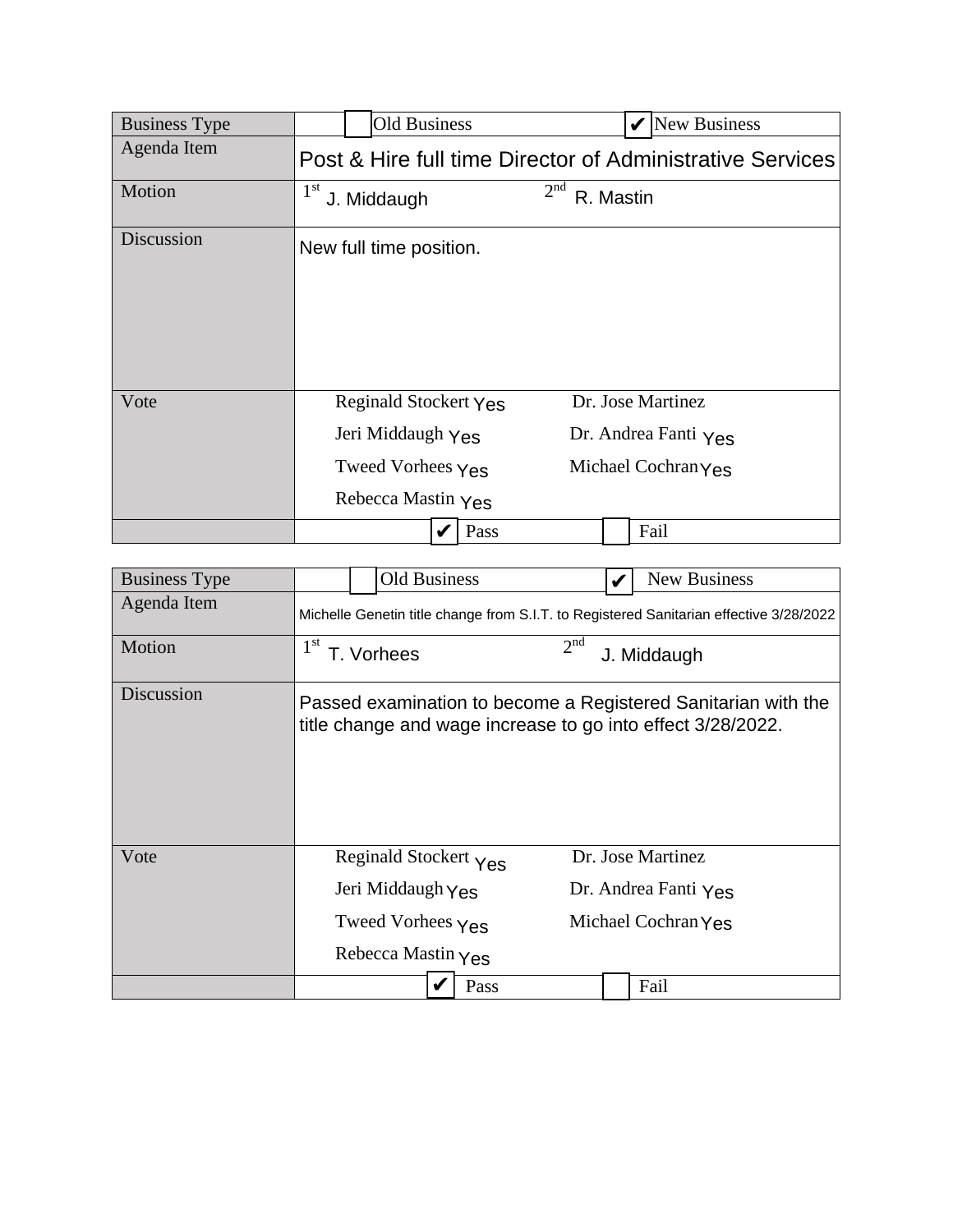| Business Type | ☐ Old Business | ☑ New Business |
|---|---|---|
| Agenda Item | Post & Hire full time Director of Administrative Services | |
| Motion | 1st J. Middaugh | 2nd R. Mastin |
| Discussion | New full time position. | |
| Vote | Reginald Stockert Yes | Dr. Jose Martinez |
| | Jeri Middaugh Yes | Dr. Andrea Fanti Yes |
| | Tweed Vorhees Yes | Michael Cochran Yes |
| | Rebecca Mastin Yes | |
| | ☑ Pass | ☐ Fail |

| Business Type | ☐ Old Business | ☑ New Business |
|---|---|---|
| Agenda Item | Michelle Genetin title change from S.I.T. to Registered Sanitarian effective 3/28/2022 | |
| Motion | 1st T. Vorhees | 2nd J. Middaugh |
| Discussion | Passed examination to become a Registered Sanitarian with the title change and wage increase to go into effect 3/28/2022. | |
| Vote | Reginald Stockert Yes | Dr. Jose Martinez |
| | Jeri Middaugh Yes | Dr. Andrea Fanti Yes |
| | Tweed Vorhees Yes | Michael Cochran Yes |
| | Rebecca Mastin Yes | |
| | ☑ Pass | ☐ Fail |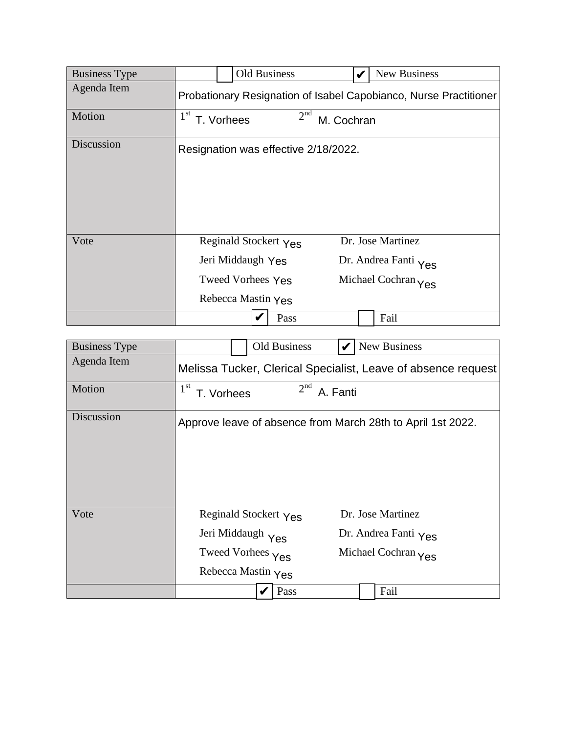| Business Type | ☐ Old Business ☑ New Business |
|---|---|
| Agenda Item | Probationary Resignation of Isabel Capobianco, Nurse Practitioner |
| Motion | 1st T. Vorhees 2nd M. Cochran |
| Discussion | Resignation was effective 2/18/2022. |
| Vote | Reginald Stockert Yes<br>Jeri Middaugh Yes<br>Tweed Vorhees Yes<br>Rebecca Mastin Yes<br>Dr. Jose Martinez<br>Dr. Andrea Fanti Yes<br>Michael Cochran Yes |
| | ☑ Pass ☐ Fail |

| Business Type | ☐ Old Business ☑ New Business |
|---|---|
| Agenda Item | Melissa Tucker, Clerical Specialist, Leave of absence request |
| Motion | 1st T. Vorhees 2nd A. Fanti |
| Discussion | Approve leave of absence from March 28th to April 1st 2022. |
| Vote | Reginald Stockert Yes<br>Jeri Middaugh Yes<br>Tweed Vorhees Yes<br>Rebecca Mastin Yes<br>Dr. Jose Martinez<br>Dr. Andrea Fanti Yes<br>Michael Cochran Yes |
| | ☑ Pass ☐ Fail |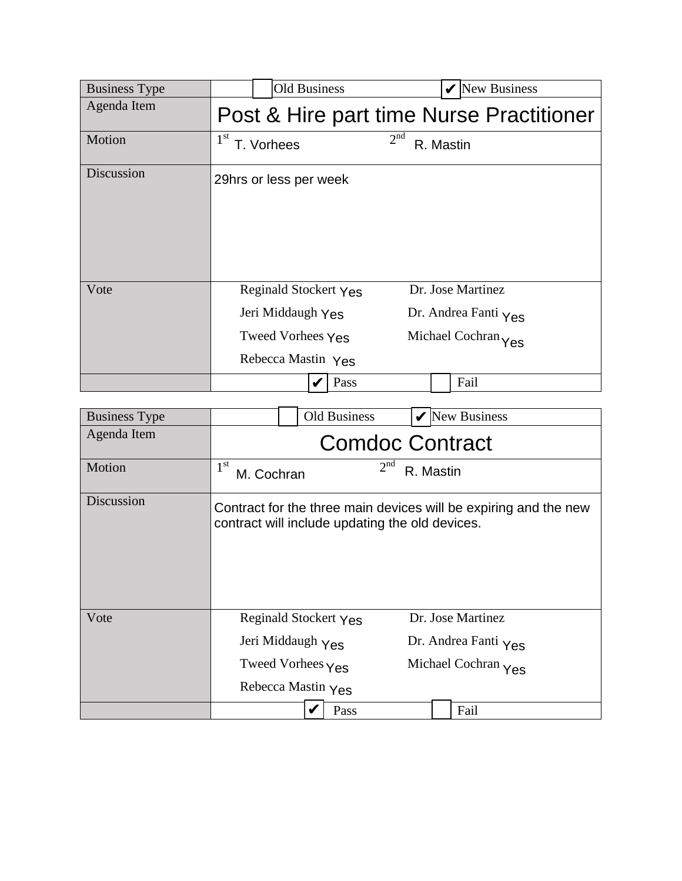| Business Type | ☐ Old Business ☑ New Business |
| --- | --- |
| Agenda Item | Post & Hire part time Nurse Practitioner |
| Motion | 1st T. Vorhees 2nd R. Mastin |
| Discussion | 29hrs or less per week |
| Vote | Reginald Stockert Yes<br>Jeri Middaugh Yes<br>Tweed Vorhees Yes<br>Rebecca Mastin Yes<br>Dr. Jose Martinez<br>Dr. Andrea Fanti Yes<br>Michael Cochran Yes |
| | ☑ Pass ☐ Fail |

| Business Type | ☐ Old Business ☑ New Business |
| --- | --- |
| Agenda Item | Comdoc Contract |
| Motion | 1st M. Cochran 2nd R. Mastin |
| Discussion | Contract for the three main devices will be expiring and the new contract will include updating the old devices. |
| Vote | Reginald Stockert Yes<br>Jeri Middaugh Yes<br>Tweed Vorhees Yes<br>Rebecca Mastin Yes<br>Dr. Jose Martinez<br>Dr. Andrea Fanti Yes<br>Michael Cochran Yes |
| | ☑ Pass ☐ Fail |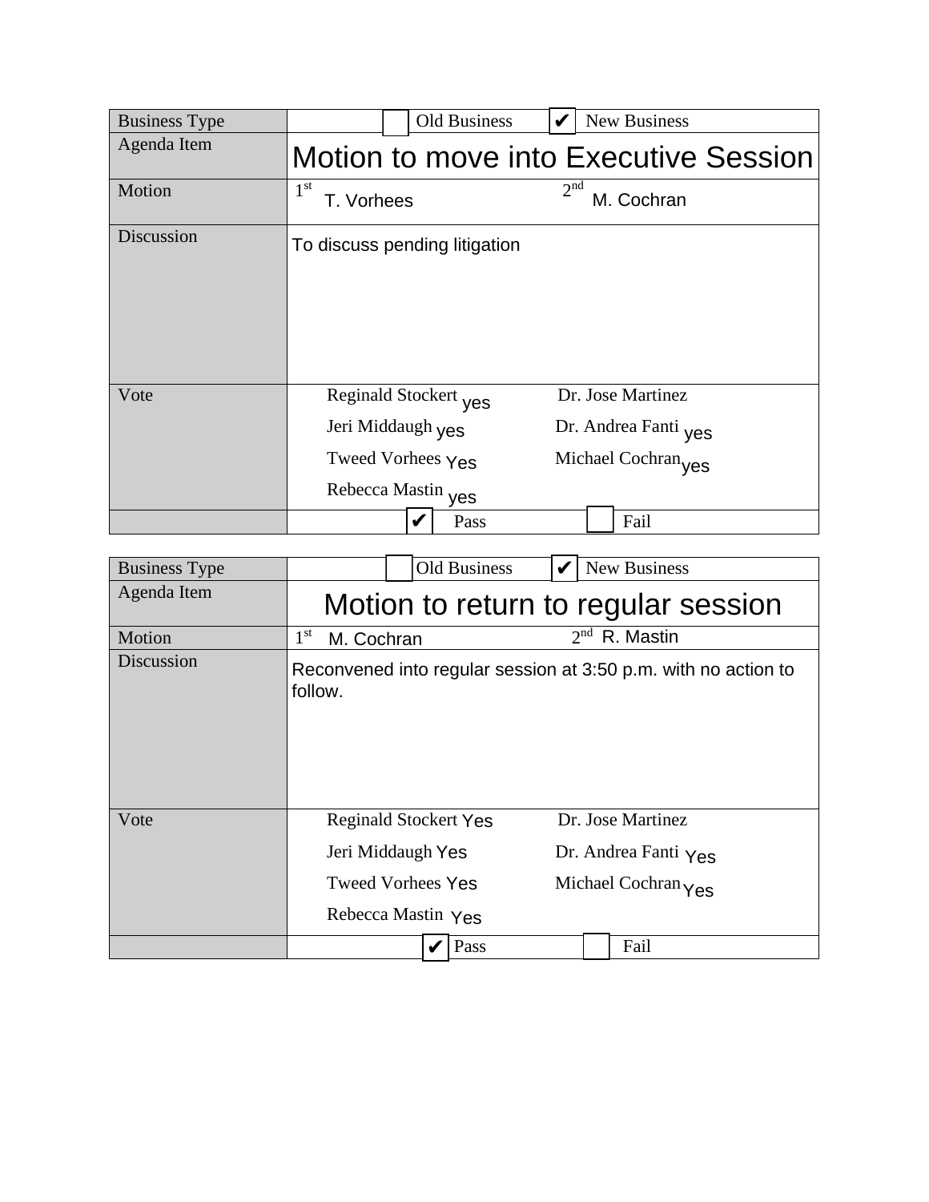| Business Type | ☐ Old Business ☑ New Business |
|---|---|
| Agenda Item | Motion to move into Executive Session |
| Motion | 1st T. Vorhees 2nd M. Cochran |
| Discussion | To discuss pending litigation |
| Vote | Reginald Stockert yes<br>Jeri Middaugh yes<br>Tweed Vorhees Yes<br>Rebecca Mastin yes<br>Dr. Jose Martinez<br>Dr. Andrea Fanti yes<br>Michael Cochran yes |
| | ☑ Pass ☐ Fail |

| Business Type | ☐ Old Business ☑ New Business |
|---|---|
| Agenda Item | Motion to return to regular session |
| Motion | 1st M. Cochran 2nd R. Mastin |
| Discussion | Reconvened into regular session at 3:50 p.m. with no action to follow. |
| Vote | Reginald Stockert Yes<br>Jeri Middaugh Yes<br>Tweed Vorhees Yes<br>Rebecca Mastin Yes<br>Dr. Jose Martinez<br>Dr. Andrea Fanti Yes<br>Michael Cochran Yes |
| | ☑ Pass ☐ Fail |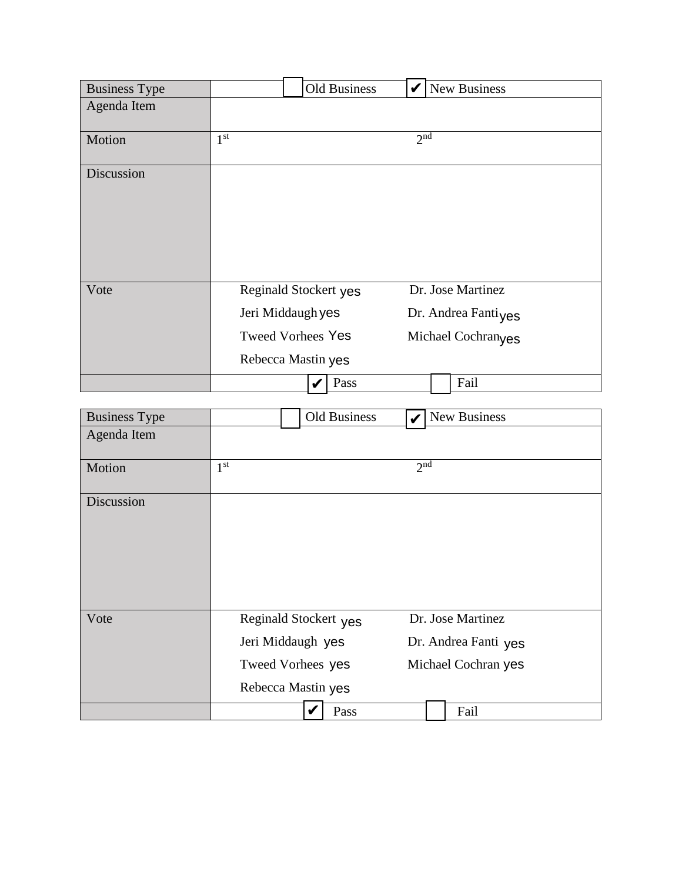| Business Type | ☐ Old Business ☑ New Business | |
|---|---|---|
| Agenda Item | | |
| Motion | 1st | 2nd |
| Discussion | | |
| Vote | Reginald Stockert yes | Dr. Jose Martinez |
| | Jeri Middaugh yes | Dr. Andrea Fanti yes |
| | Tweed Vorhees Yes | Michael Cochran yes |
| | Rebecca Mastin yes | |
| | ☑ Pass | ☐ Fail |

| Business Type | ☐ Old Business ☑ New Business | |
|---|---|---|
| Agenda Item | | |
| Motion | 1st | 2nd |
| Discussion | | |
| Vote | Reginald Stockert yes | Dr. Jose Martinez |
| | Jeri Middaugh yes | Dr. Andrea Fanti yes |
| | Tweed Vorhees yes | Michael Cochran yes |
| | Rebecca Mastin yes | |
| | ☑ Pass | ☐ Fail |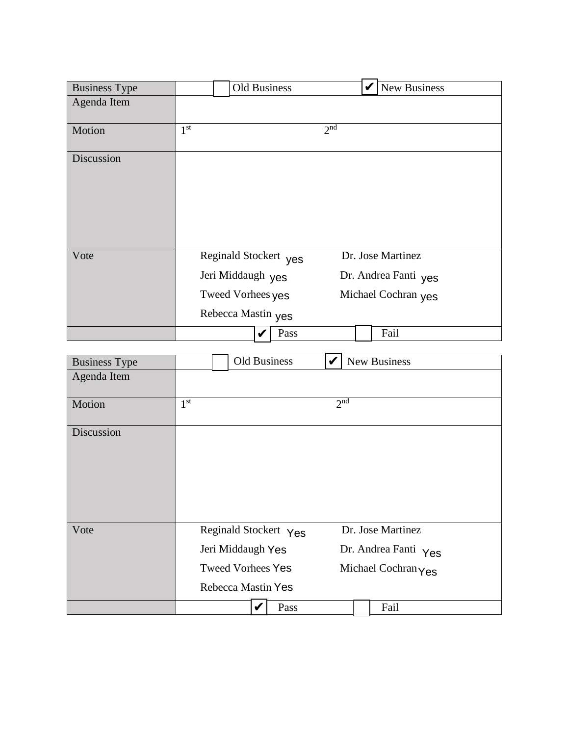| Business Type | ☐ Old Business ☑ New Business |
|---|---|
| Agenda Item | |
| Motion | 1st 2nd |
| Discussion | |
| Vote | Reginald Stockert yes<br>Jeri Middaugh yes<br>Tweed Vorhees yes<br>Rebecca Mastin yes<br>Dr. Jose Martinez<br>Dr. Andrea Fanti yes<br>Michael Cochran yes |
| | ☑ Pass ☐ Fail |

| Business Type | ☐ Old Business ☑ New Business |
|---|---|
| Agenda Item | |
| Motion | 1st 2nd |
| Discussion | |
| Vote | Reginald Stockert Yes<br>Jeri Middaugh Yes<br>Tweed Vorhees Yes<br>Rebecca Mastin Yes<br>Dr. Jose Martinez<br>Dr. Andrea Fanti Yes<br>Michael Cochran Yes |
| | ☑ Pass ☐ Fail |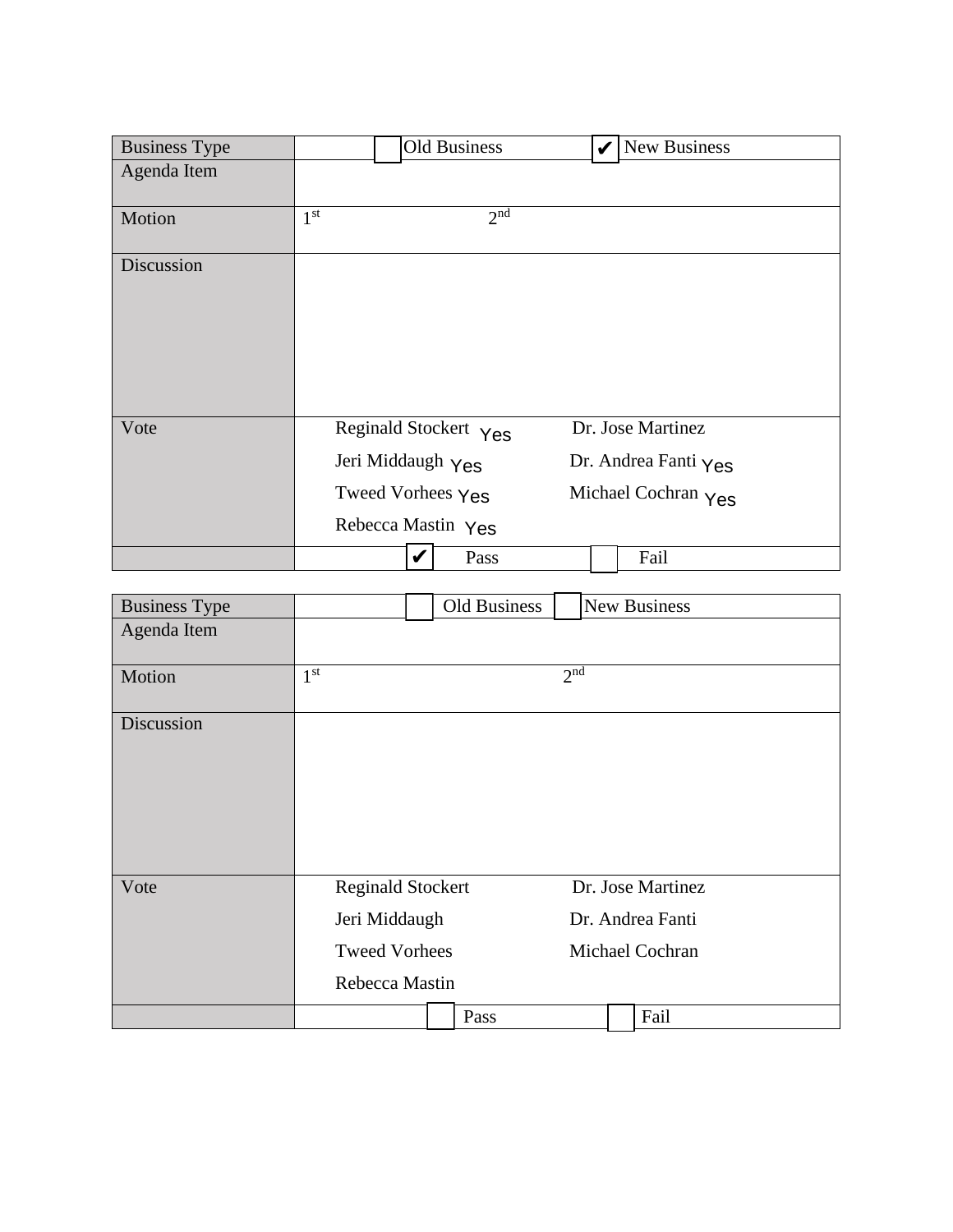| Business Type | ☐ Old Business ☑ New Business | |
|---|---|---|
| Agenda Item | | |
| Motion | 1st | 2nd |
| Discussion | | |
| Vote | Reginald Stockert Yes | Dr. Jose Martinez |
| | Jeri Middaugh Yes | Dr. Andrea Fanti Yes |
| | Tweed Vorhees Yes | Michael Cochran Yes |
| | Rebecca Mastin Yes | |
| | ☑ Pass | ☐ Fail |

| Business Type | ☐ Old Business ☐ New Business | |
|---|---|---|
| Agenda Item | | |
| Motion | 1st | 2nd |
| Discussion | | |
| Vote | Reginald Stockert | Dr. Jose Martinez |
| | Jeri Middaugh | Dr. Andrea Fanti |
| | Tweed Vorhees | Michael Cochran |
| | Rebecca Mastin | |
| | ☐ Pass | ☐ Fail |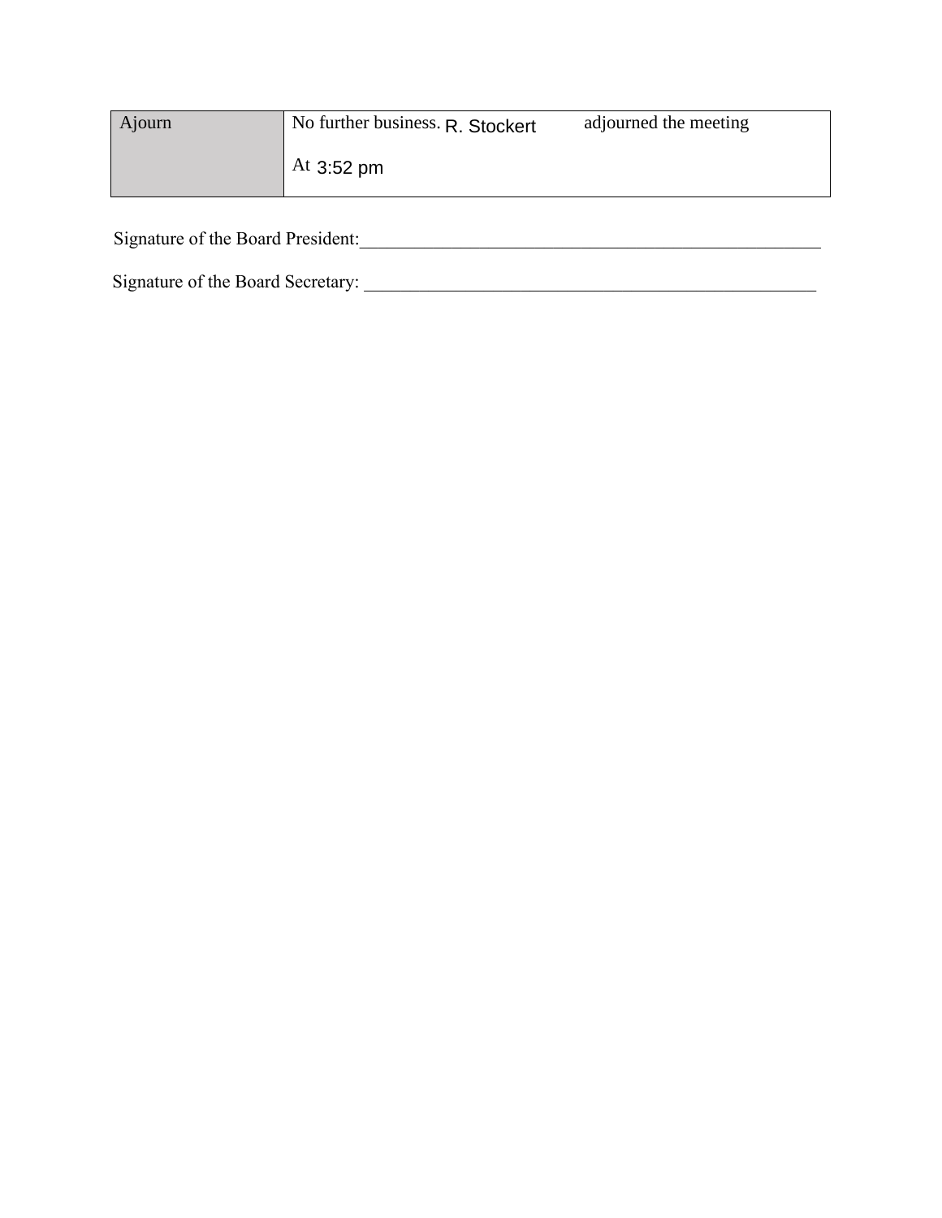| | |
|---|---|
| Ajourn | No further business. R. Stockert adjourned the meeting<br><br>At 3:52 pm |

Signature of the Board President:\_\_\_\_\_\_\_\_\_\_\_\_\_\_\_\_\_\_\_\_\_\_\_\_\_\_\_\_\_\_\_\_\_\_\_\_\_\_\_\_\_\_\_\_\_\_\_\_\_\_\_\_

Signature of the Board Secretary: \_\_\_\_\_\_\_\_\_\_\_\_\_\_\_\_\_\_\_\_\_\_\_\_\_\_\_\_\_\_\_\_\_\_\_\_\_\_\_\_\_\_\_\_\_\_\_\_\_\_\_